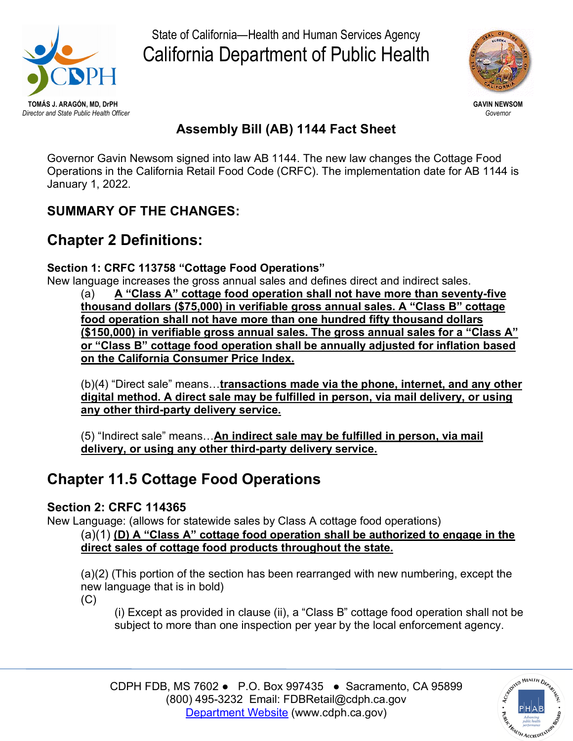State of California—Health and Human Services Agency

# California Department of Public Health

**TOMÁS J. ARAGÓN, MD, DrPH**
*Director and State Public Health Officer*

**GAVIN NEWSOM**
*Governor*

## Assembly Bill (AB) 1144 Fact Sheet

Governor Gavin Newsom signed into law AB 1144. The new law changes the Cottage Food Operations in the California Retail Food Code (CRFC). The implementation date for AB 1144 is January 1, 2022.

### SUMMARY OF THE CHANGES:

## Chapter 2 Definitions:

**Section 1: CRFC 113758 "Cottage Food Operations"**
New language increases the gross annual sales and defines direct and indirect sales.

> (a) **<u>A "Class A" cottage food operation shall not have more than seventy-five thousand dollars ($75,000) in verifiable gross annual sales. A "Class B" cottage food operation shall not have more than one hundred fifty thousand dollars ($150,000) in verifiable gross annual sales. The gross annual sales for a "Class A" or "Class B" cottage food operation shall be annually adjusted for inflation based on the California Consumer Price Index.</u>**
>
> (b)(4) "Direct sale" means…**<u>transactions made via the phone, internet, and any other digital method. A direct sale may be fulfilled in person, via mail delivery, or using any other third-party delivery service.</u>**
>
> (5) "Indirect sale" means…**<u>An indirect sale may be fulfilled in person, via mail delivery, or using any other third-party delivery service.</u>**

## Chapter 11.5 Cottage Food Operations

**Section 2: CRFC 114365**
New Language: (allows for statewide sales by Class A cottage food operations)

> (a)(1) **<u>(D) A "Class A" cottage food operation shall be authorized to engage in the direct sales of cottage food products throughout the state.</u>**
>
> (a)(2) (This portion of the section has been rearranged with new numbering, except the new language that is in bold)
>
> (C)
>
> > (i) Except as provided in clause (ii), a "Class B" cottage food operation shall not be subject to more than one inspection per year by the local enforcement agency.

CDPH FDB, MS 7602 ● P.O. Box 997435 ● Sacramento, CA 95899
(800) 495-3232 Email: FDBRetail@cdph.ca.gov
Department Website (www.cdph.ca.gov)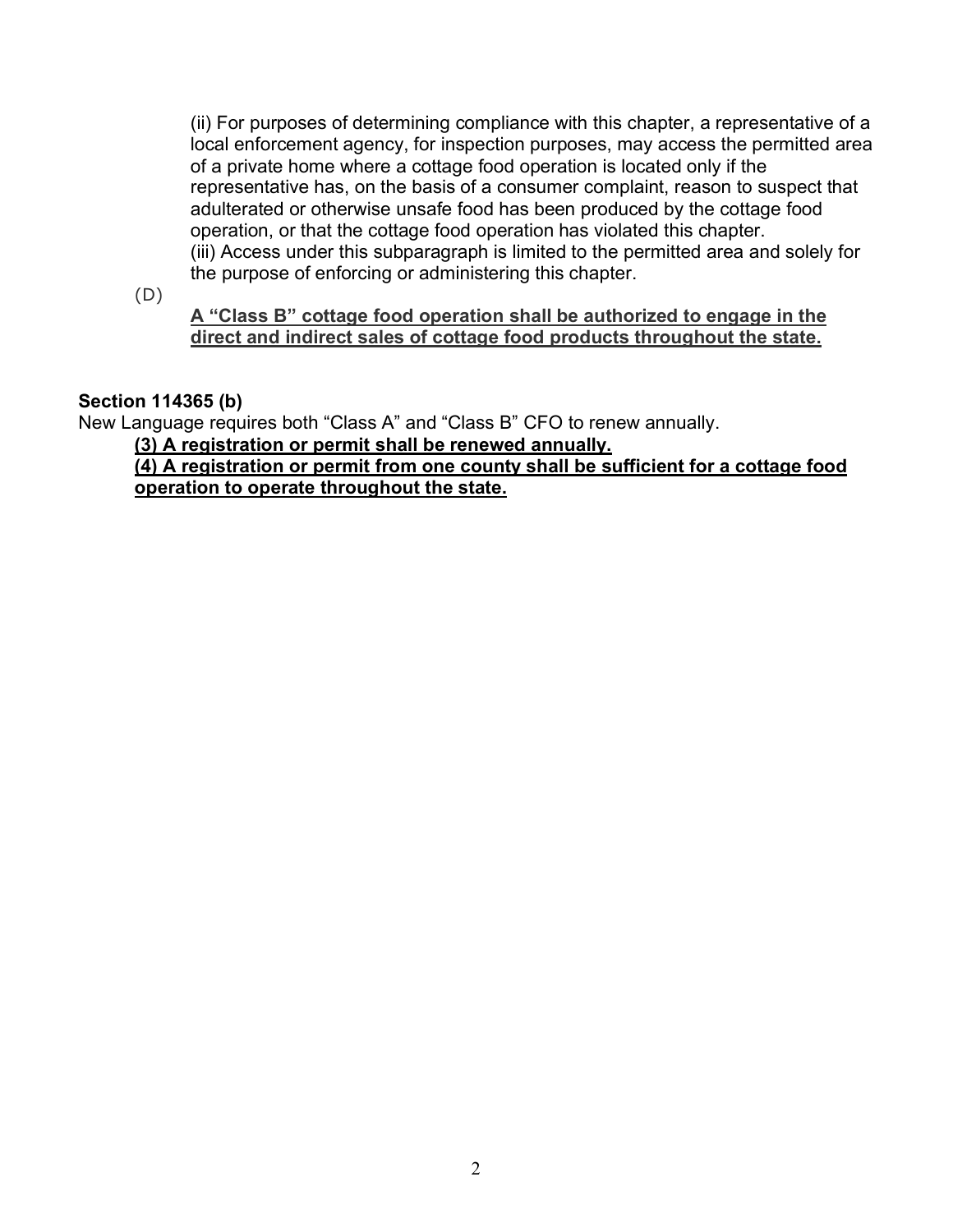(ii) For purposes of determining compliance with this chapter, a representative of a local enforcement agency, for inspection purposes, may access the permitted area of a private home where a cottage food operation is located only if the representative has, on the basis of a consumer complaint, reason to suspect that adulterated or otherwise unsafe food has been produced by the cottage food operation, or that the cottage food operation has violated this chapter.

(iii) Access under this subparagraph is limited to the permitted area and solely for the purpose of enforcing or administering this chapter.

(D)

<u>**A “Class B” cottage food operation shall be authorized to engage in the direct and indirect sales of cottage food products throughout the state.**</u>

**Section 114365 (b)**

New Language requires both “Class A” and “Class B” CFO to renew annually.

<u>**(3) A registration or permit shall be renewed annually.**</u>

<u>**(4) A registration or permit from one county shall be sufficient for a cottage food operation to operate throughout the state.**</u>